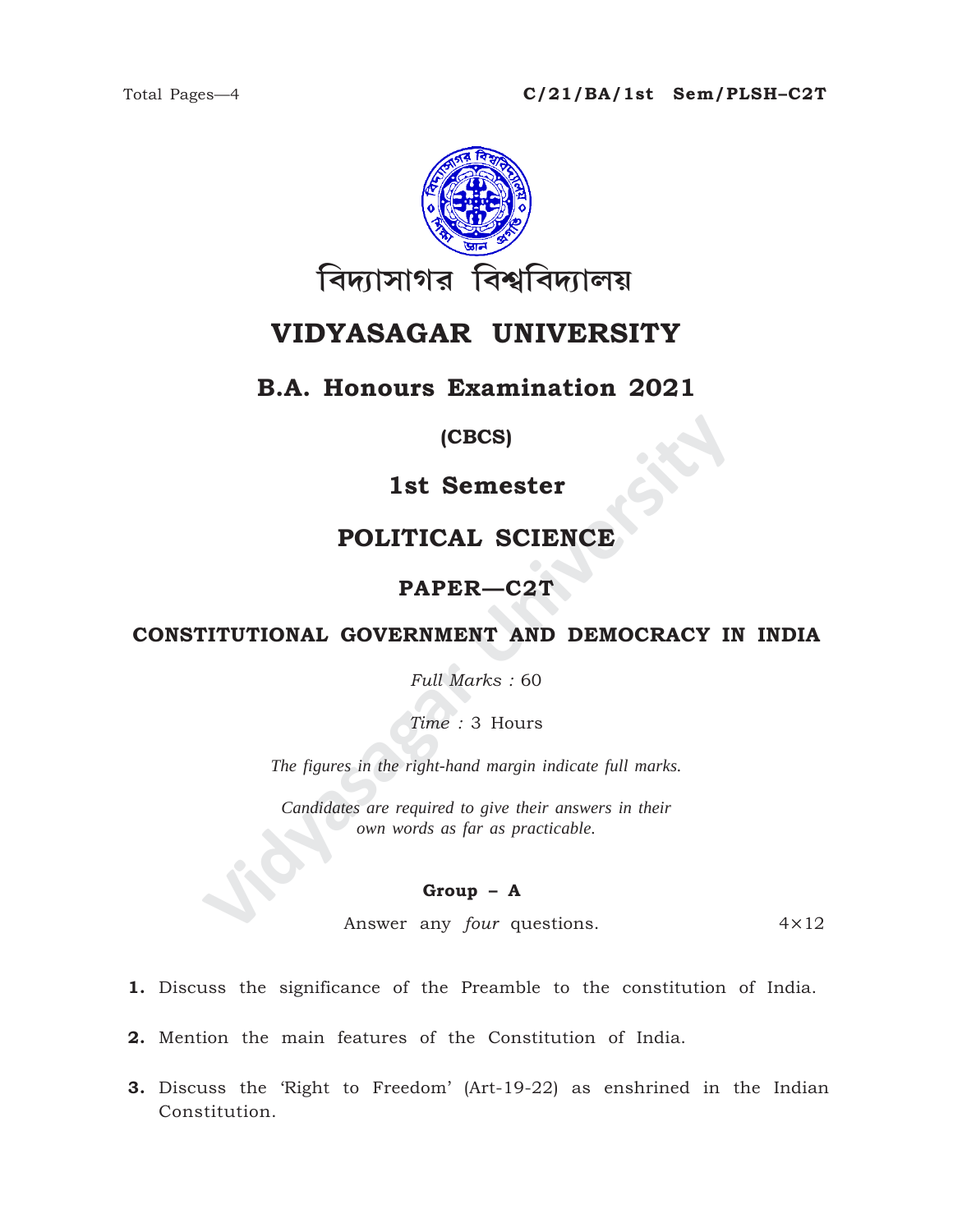Total Pages—4

**C/21/BA/1st Sem/PLSH–C2T**

বিদ্যাসাগর বিশ্ববিদ্যালয়

# VIDYASAGAR UNIVERSITY

## B.A. Honours Examination 2021

**(CBCS)**

## 1st Semester

## POLITICAL SCIENCE

## PAPER—C2T

## CONSTITUTIONAL GOVERNMENT AND DEMOCRACY IN INDIA

*Full Marks :* 60

*Time :* 3 Hours

*The figures in the right-hand margin indicate full marks.*

*Candidates are required to give their answers in their own words as far as practicable.*

### Group – A

Answer any *four* questions. 4×12

**1.** Discuss the significance of the Preamble to the constitution of India.

**2.** Mention the main features of the Constitution of India.

**3.** Discuss the 'Right to Freedom' (Art-19-22) as enshrined in the Indian Constitution.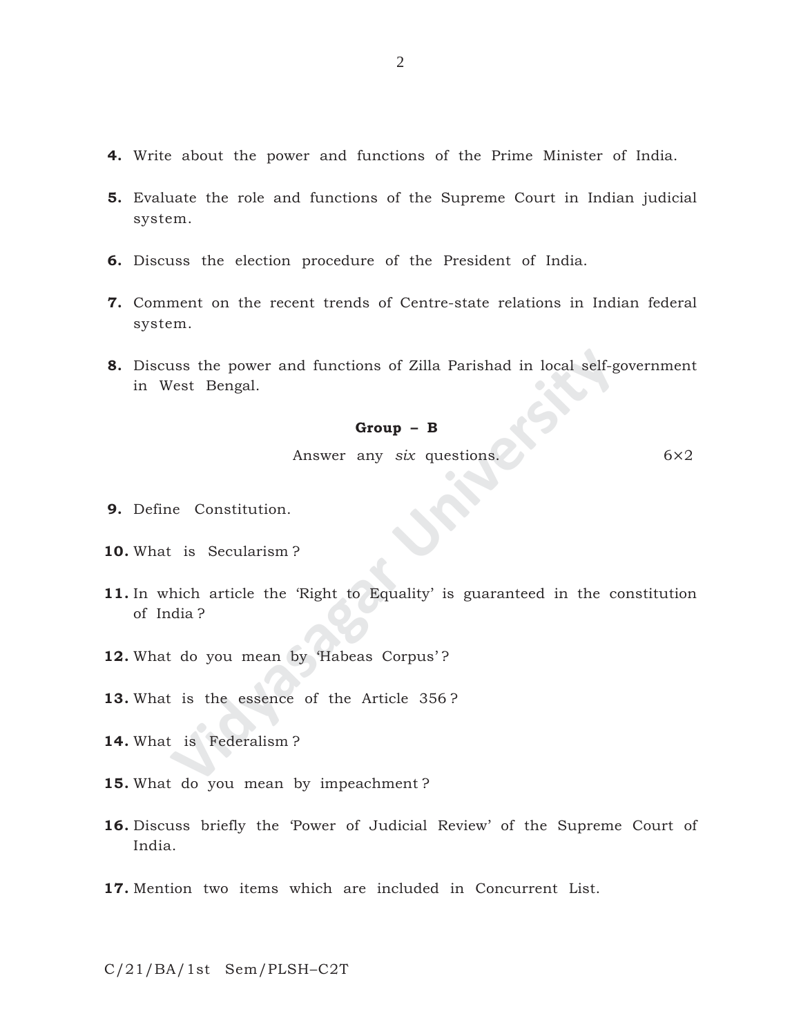4. Write about the power and functions of the Prime Minister of India.

5. Evaluate the role and functions of the Supreme Court in Indian judicial system.

6. Discuss the election procedure of the President of India.

7. Comment on the recent trends of Centre-state relations in Indian federal system.

8. Discuss the power and functions of Zilla Parishad in local self-government in West Bengal.

**Group – B**

Answer any *six* questions. 6×2

9. Define Constitution.

10. What is Secularism ?

11. In which article the 'Right to Equality' is guaranteed in the constitution of India ?

12. What do you mean by 'Habeas Corpus' ?

13. What is the essence of the Article 356 ?

14. What is Federalism ?

15. What do you mean by impeachment ?

16. Discuss briefly the 'Power of Judicial Review' of the Supreme Court of India.

17. Mention two items which are included in Concurrent List.

C/21/BA/1st Sem/PLSH–C2T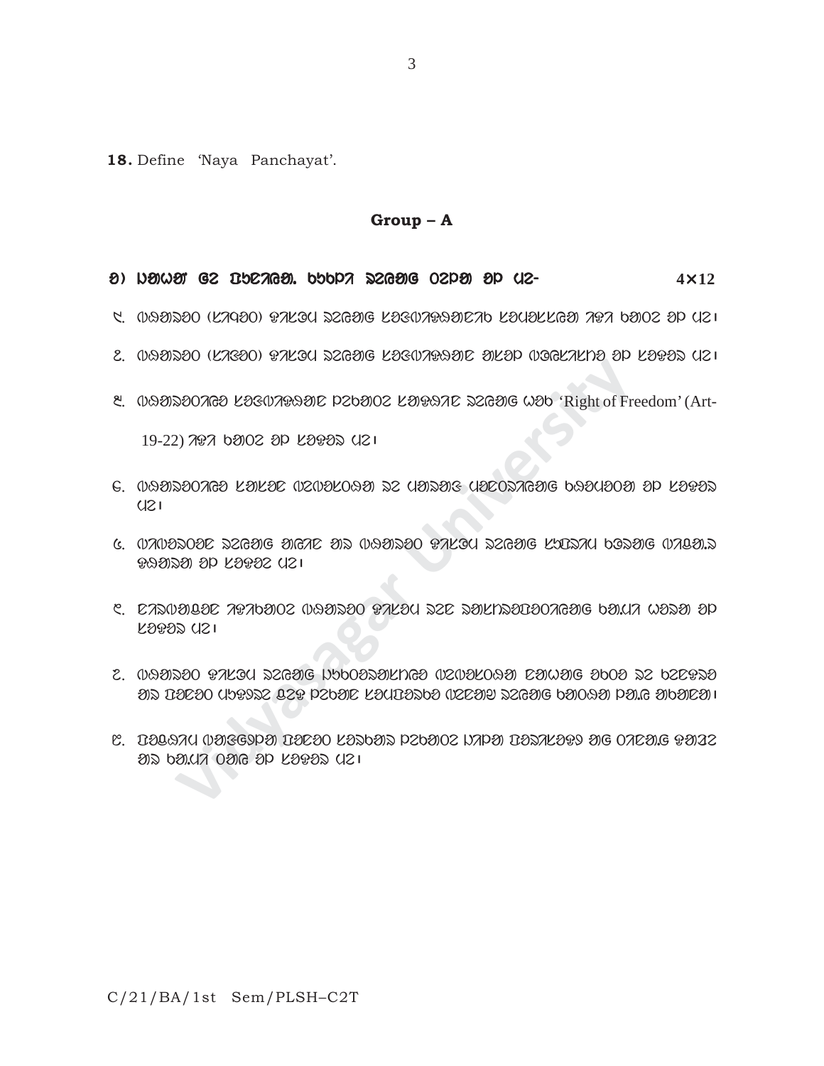**18.** Define 'Naya Panchayat'.

## Group – A

ᱠ) … 4×12

᱑. …

᱒. …

᱓. … 'Right of Freedom' (Art-19-22) …

᱔. …

᱕. …

᱖. …

᱗. …

᱘. …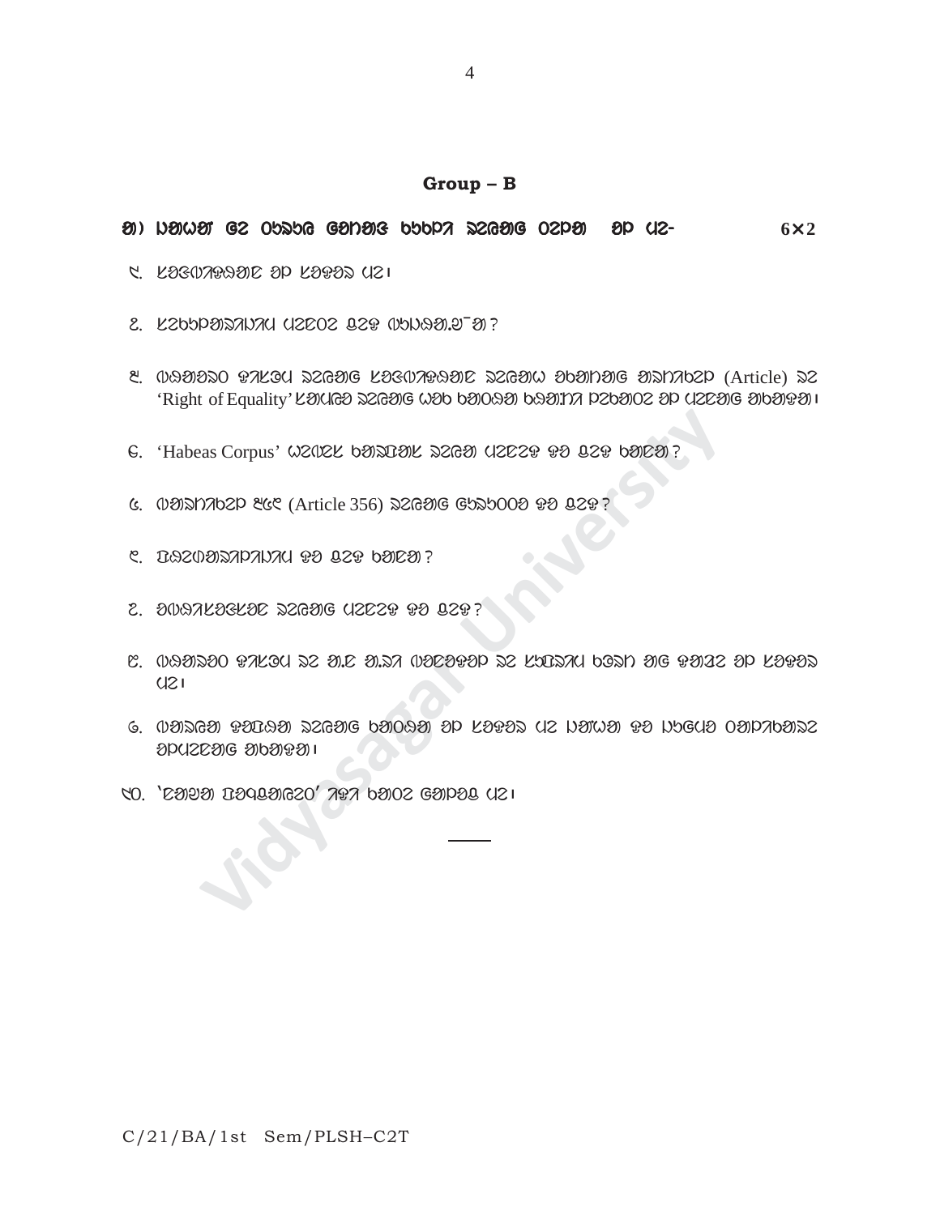## Group – B

ᱟ) 6×2

᱑.

᱒.

᱓. (Article) 'Right of Equality'

᱔. 'Habeas Corpus'

᱕. ᱓᱕᱖ (Article 356)

᱖.

᱗.

᱘.

᱙.

᱑᱐.